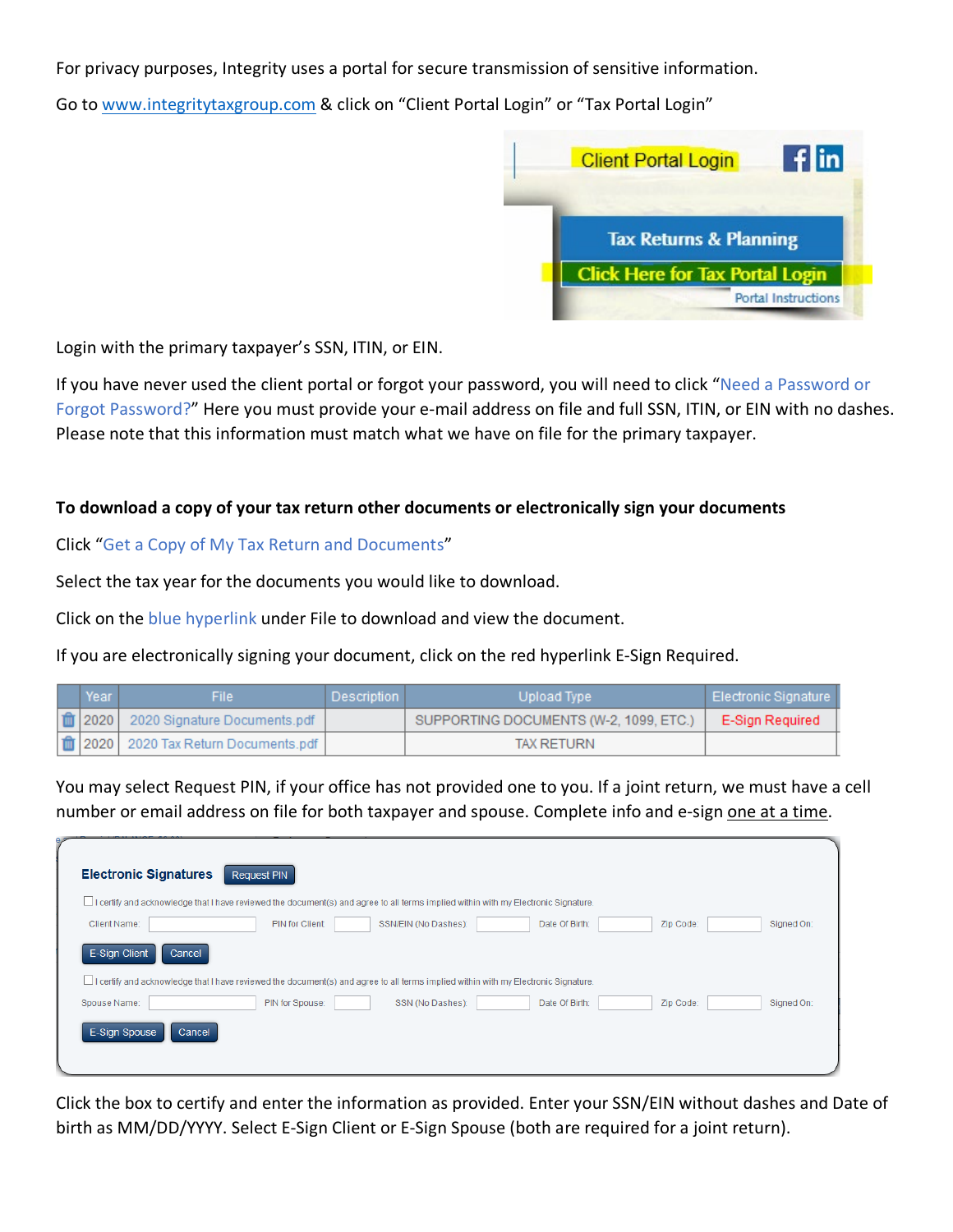For privacy purposes, Integrity uses a portal for secure transmission of sensitive information.

Go to www.integritytaxgroup.com & click on "Client Portal Login" or "Tax Portal Login"

Login with the primary taxpayer's SSN, ITIN, or EIN.

If you have never used the client portal or forgot your password, you will need to click "Need a Password or Forgot Password?" Here you must provide your e-mail address on file and full SSN, ITIN, or EIN with no dashes. Please note that this information must match what we have on file for the primary taxpayer.

**To download a copy of your tax return other documents or electronically sign your documents**

Click "Get a Copy of My Tax Return and Documents"

Select the tax year for the documents you would like to download.

Click on the blue hyperlink under File to download and view the document.

If you are electronically signing your document, click on the red hyperlink E-Sign Required.

| | Year | File | Description | Upload Type | Electronic Signature |
|---|---|---|---|---|---|
| | 2020 | 2020 Signature Documents.pdf | | SUPPORTING DOCUMENTS (W-2, 1099, ETC.) | E-Sign Required |
| | 2020 | 2020 Tax Return Documents.pdf | | TAX RETURN | |

You may select Request PIN, if your office has not provided one to you. If a joint return, we must have a cell number or email address on file for both taxpayer and spouse. Complete info and e-sign one at a time.

Click the box to certify and enter the information as provided. Enter your SSN/EIN without dashes and Date of birth as MM/DD/YYYY. Select E-Sign Client or E-Sign Spouse (both are required for a joint return).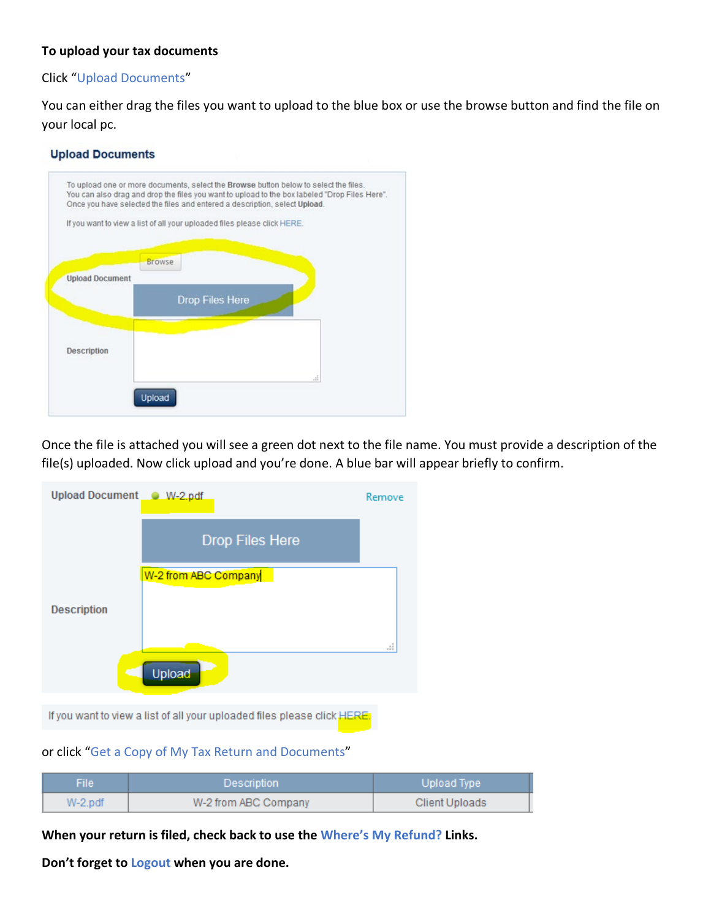**To upload your tax documents**

Click "Upload Documents"

You can either drag the files you want to upload to the blue box or use the browse button and find the file on your local pc.

**Upload Documents**

To upload one or more documents, select the **Browse** button below to select the files.
You can also drag and drop the files you want to upload to the box labeled "Drop Files Here".
Once you have selected the files and entered a description, select **Upload**.

If you want to view a list of all your uploaded files please click HERE.

Upload Document — Browse — Drop Files Here

Description

Upload

Once the file is attached you will see a green dot next to the file name. You must provide a description of the file(s) uploaded. Now click upload and you're done. A blue bar will appear briefly to confirm.

Upload Document — W-2.pdf — Remove

Drop Files Here

Description — W-2 from ABC Company

Upload

If you want to view a list of all your uploaded files please click HERE.

or click "Get a Copy of My Tax Return and Documents"

| File | Description | Upload Type |
|---|---|---|
| W-2.pdf | W-2 from ABC Company | Client Uploads |

**When your return is filed, check back to use the Where's My Refund? Links.**

**Don't forget to Logout when you are done.**